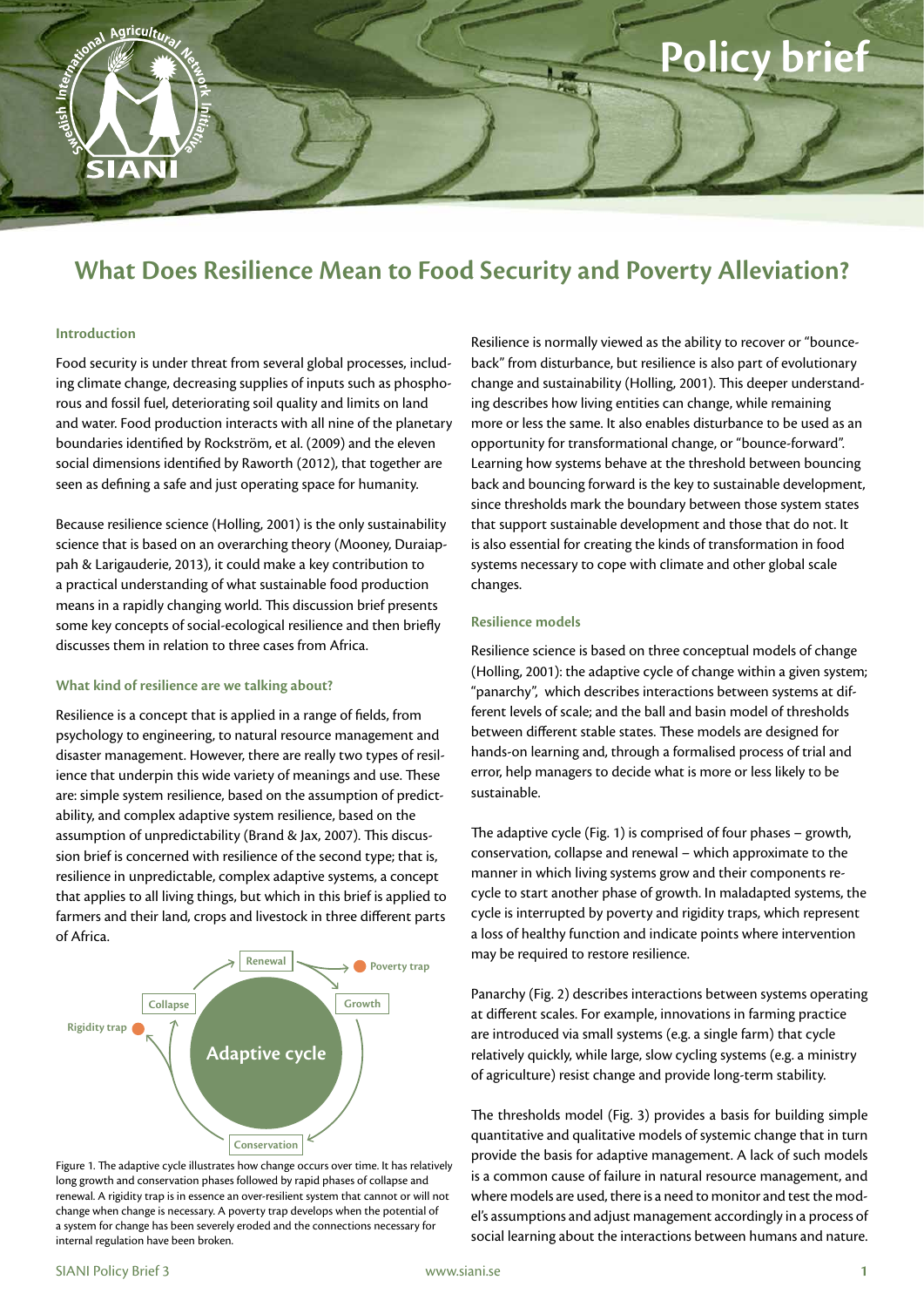# What Does Resilience Mean to Food Security and Poverty Alleviation?

### Introduction

Food security is under threat from several global processes, including climate change, decreasing supplies of inputs such as phosphorous and fossil fuel, deteriorating soil quality and limits on land and water. Food production interacts with all nine of the planetary boundaries identified by Rockström, et al. (2009) and the eleven social dimensions identified by Raworth (2012), that together are seen as defining a safe and just operating space for humanity.

Because resilience science (Holling, 2001) is the only sustainability science that is based on an overarching theory (Mooney, Duraiappah & Larigauderie, 2013), it could make a key contribution to a practical understanding of what sustainable food production means in a rapidly changing world. This discussion brief presents some key concepts of social-ecological resilience and then briefly discusses them in relation to three cases from Africa.

### What kind of resilience are we talking about?

Resilience is a concept that is applied in a range of fields, from psychology to engineering, to natural resource management and disaster management. However, there are really two types of resilience that underpin this wide variety of meanings and use. These are: simple system resilience, based on the assumption of predictability, and complex adaptive system resilience, based on the assumption of unpredictability (Brand & Jax, 2007). This discussion brief is concerned with resilience of the second type; that is, resilience in unpredictable, complex adaptive systems, a concept that applies to all living things, but which in this brief is applied to farmers and their land, crops and livestock in three different parts of Africa.

Renewal — Poverty trap — Growth — Collapse — Rigidity trap — Adaptive cycle — Conservation

Figure 1. The adaptive cycle illustrates how change occurs over time. It has relatively long growth and conservation phases followed by rapid phases of collapse and renewal. A rigidity trap is in essence an over-resilient system that cannot or will not change when change is necessary. A poverty trap develops when the potential of a system for change has been severely eroded and the connections necessary for internal regulation have been broken.

Resilience is normally viewed as the ability to recover or "bounce-back" from disturbance, but resilience is also part of evolutionary change and sustainability (Holling, 2001). This deeper understanding describes how living entities can change, while remaining more or less the same. It also enables disturbance to be used as an opportunity for transformational change, or "bounce-forward". Learning how systems behave at the threshold between bouncing back and bouncing forward is the key to sustainable development, since thresholds mark the boundary between those system states that support sustainable development and those that do not. It is also essential for creating the kinds of transformation in food systems necessary to cope with climate and other global scale changes.

### Resilience models

Resilience science is based on three conceptual models of change (Holling, 2001): the adaptive cycle of change within a given system; "panarchy", which describes interactions between systems at different levels of scale; and the ball and basin model of thresholds between different stable states. These models are designed for hands-on learning and, through a formalised process of trial and error, help managers to decide what is more or less likely to be sustainable.

The adaptive cycle (Fig. 1) is comprised of four phases – growth, conservation, collapse and renewal – which approximate to the manner in which living systems grow and their components recycle to start another phase of growth. In maladapted systems, the cycle is interrupted by poverty and rigidity traps, which represent a loss of healthy function and indicate points where intervention may be required to restore resilience.

Panarchy (Fig. 2) describes interactions between systems operating at different scales. For example, innovations in farming practice are introduced via small systems (e.g. a single farm) that cycle relatively quickly, while large, slow cycling systems (e.g. a ministry of agriculture) resist change and provide long-term stability.

The thresholds model (Fig. 3) provides a basis for building simple quantitative and qualitative models of systemic change that in turn provide the basis for adaptive management. A lack of such models is a common cause of failure in natural resource management, and where models are used, there is a need to monitor and test the model's assumptions and adjust management accordingly in a process of social learning about the interactions between humans and nature.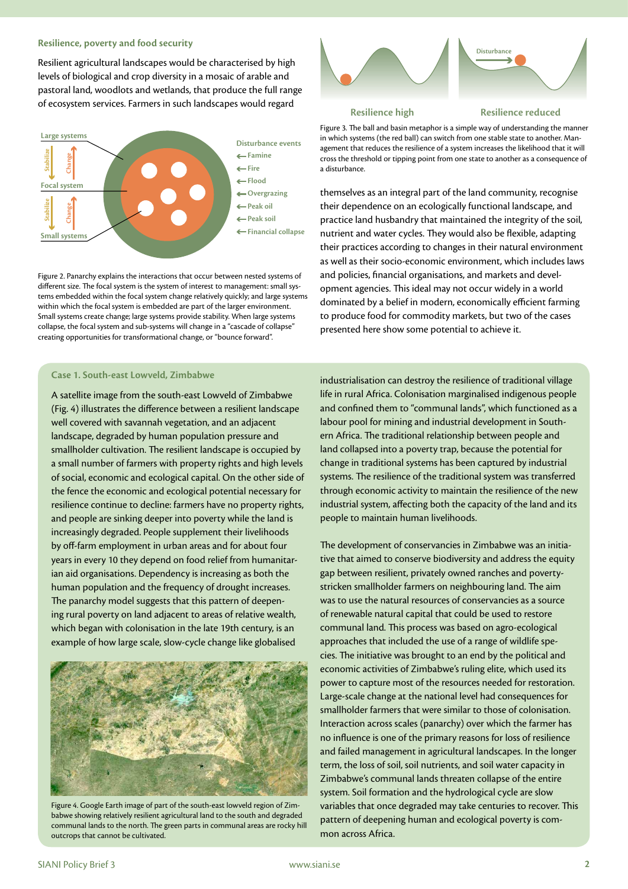## Resilience, poverty and food security

Resilient agricultural landscapes would be characterised by high levels of biological and crop diversity in a mosaic of arable and pastoral land, woodlots and wetlands, that produce the full range of ecosystem services. Farmers in such landscapes would regard themselves as an integral part of the land community, recognise their dependence on an ecologically functional landscape, and practice land husbandry that maintained the integrity of the soil, nutrient and water cycles. They would also be flexible, adapting their practices according to changes in their natural environment as well as their socio-economic environment, which includes laws and policies, financial organisations, and markets and development agencies. This ideal may not occur widely in a world dominated by a belief in modern, economically efficient farming to produce food for commodity markets, but two of the cases presented here show some potential to achieve it.

Large systems
Stabilize
Change
Focal system
Stabilize
Change
Small systems

Disturbance events
- Famine
- Fire
- Flood
- Overgrazing
- Peak oil
- Peak soil
- Financial collapse

Figure 2. Panarchy explains the interactions that occur between nested systems of different size. The focal system is the system of interest to management: small systems embedded within the focal system change relatively quickly; and large systems within which the focal system is embedded are part of the larger environment. Small systems create change; large systems provide stability. When large systems collapse, the focal system and sub-systems will change in a "cascade of collapse" creating opportunities for transformational change, or "bounce forward".

Disturbance

Resilience high | Resilience reduced

Figure 3. The ball and basin metaphor is a simple way of understanding the manner in which systems (the red ball) can switch from one stable state to another. Management that reduces the resilience of a system increases the likelihood that it will cross the threshold or tipping point from one state to another as a consequence of a disturbance.

### Case 1. South-east Lowveld, Zimbabwe

A satellite image from the south-east Lowveld of Zimbabwe (Fig. 4) illustrates the difference between a resilient landscape well covered with savannah vegetation, and an adjacent landscape, degraded by human population pressure and smallholder cultivation. The resilient landscape is occupied by a small number of farmers with property rights and high levels of social, economic and ecological capital. On the other side of the fence the economic and ecological potential necessary for resilience continue to decline: farmers have no property rights, and people are sinking deeper into poverty while the land is increasingly degraded. People supplement their livelihoods by off-farm employment in urban areas and for about four years in every 10 they depend on food relief from humanitarian aid organisations. Dependency is increasing as both the human population and the frequency of drought increases. The panarchy model suggests that this pattern of deepening rural poverty on land adjacent to areas of relative wealth, which began with colonisation in the late 19th century, is an example of how large scale, slow-cycle change like globalised industrialisation can destroy the resilience of traditional village life in rural Africa. Colonisation marginalised indigenous people and confined them to "communal lands", which functioned as a labour pool for mining and industrial development in Southern Africa. The traditional relationship between people and land collapsed into a poverty trap, because the potential for change in traditional systems has been captured by industrial systems. The resilience of the traditional system was transferred through economic activity to maintain the resilience of the new industrial system, affecting both the capacity of the land and its people to maintain human livelihoods.

Figure 4. Google Earth image of part of the south-east lowveld region of Zimbabwe showing relatively resilient agricultural land to the south and degraded communal lands to the north. The green parts in communal areas are rocky hill outcrops that cannot be cultivated.

The development of conservancies in Zimbabwe was an initiative that aimed to conserve biodiversity and address the equity gap between resilient, privately owned ranches and poverty-stricken smallholder farmers on neighbouring land. The aim was to use the natural resources of conservancies as a source of renewable natural capital that could be used to restore communal land. This process was based on agro-ecological approaches that included the use of a range of wildlife species. The initiative was brought to an end by the political and economic activities of Zimbabwe's ruling elite, which used its power to capture most of the resources needed for restoration. Large-scale change at the national level had consequences for smallholder farmers that were similar to those of colonisation. Interaction across scales (panarchy) over which the farmer has no influence is one of the primary reasons for loss of resilience and failed management in agricultural landscapes. In the longer term, the loss of soil, soil nutrients, and soil water capacity in Zimbabwe's communal lands threaten collapse of the entire system. Soil formation and the hydrological cycle are slow variables that once degraded may take centuries to recover. This pattern of deepening human and ecological poverty is common across Africa.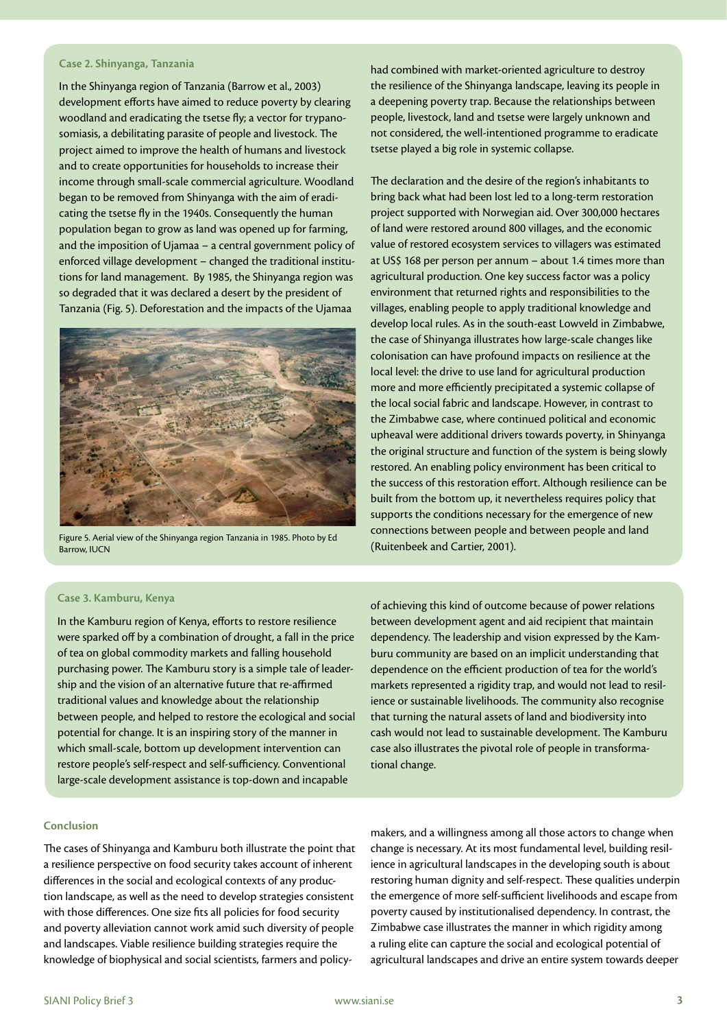### Case 2. Shinyanga, Tanzania

In the Shinyanga region of Tanzania (Barrow et al., 2003) development efforts have aimed to reduce poverty by clearing woodland and eradicating the tsetse fly; a vector for trypanosomiasis, a debilitating parasite of people and livestock. The project aimed to improve the health of humans and livestock and to create opportunities for households to increase their income through small-scale commercial agriculture. Woodland began to be removed from Shinyanga with the aim of eradicating the tsetse fly in the 1940s. Consequently the human population began to grow as land was opened up for farming, and the imposition of Ujamaa – a central government policy of enforced village development – changed the traditional institutions for land management. By 1985, the Shinyanga region was so degraded that it was declared a desert by the president of Tanzania (Fig. 5). Deforestation and the impacts of the Ujamaa had combined with market-oriented agriculture to destroy the resilience of the Shinyanga landscape, leaving its people in a deepening poverty trap. Because the relationships between people, livestock, land and tsetse were largely unknown and not considered, the well-intentioned programme to eradicate tsetse played a big role in systemic collapse.

Figure 5. Aerial view of the Shinyanga region Tanzania in 1985. Photo by Ed Barrow, IUCN

The declaration and the desire of the region's inhabitants to bring back what had been lost led to a long-term restoration project supported with Norwegian aid. Over 300,000 hectares of land were restored around 800 villages, and the economic value of restored ecosystem services to villagers was estimated at US$ 168 per person per annum – about 1.4 times more than agricultural production. One key success factor was a policy environment that returned rights and responsibilities to the villages, enabling people to apply traditional knowledge and develop local rules. As in the south-east Lowveld in Zimbabwe, the case of Shinyanga illustrates how large-scale changes like colonisation can have profound impacts on resilience at the local level: the drive to use land for agricultural production more and more efficiently precipitated a systemic collapse of the local social fabric and landscape. However, in contrast to the Zimbabwe case, where continued political and economic upheaval were additional drivers towards poverty, in Shinyanga the original structure and function of the system is being slowly restored. An enabling policy environment has been critical to the success of this restoration effort. Although resilience can be built from the bottom up, it nevertheless requires policy that supports the conditions necessary for the emergence of new connections between people and between people and land (Ruitenbeek and Cartier, 2001).

### Case 3. Kamburu, Kenya

In the Kamburu region of Kenya, efforts to restore resilience were sparked off by a combination of drought, a fall in the price of tea on global commodity markets and falling household purchasing power. The Kamburu story is a simple tale of leadership and the vision of an alternative future that re-affirmed traditional values and knowledge about the relationship between people, and helped to restore the ecological and social potential for change. It is an inspiring story of the manner in which small-scale, bottom up development intervention can restore people's self-respect and self-sufficiency. Conventional large-scale development assistance is top-down and incapable of achieving this kind of outcome because of power relations between development agent and aid recipient that maintain dependency. The leadership and vision expressed by the Kamburu community are based on an implicit understanding that dependence on the efficient production of tea for the world's markets represented a rigidity trap, and would not lead to resilience or sustainable livelihoods. The community also recognise that turning the natural assets of land and biodiversity into cash would not lead to sustainable development. The Kamburu case also illustrates the pivotal role of people in transformational change.

## Conclusion

The cases of Shinyanga and Kamburu both illustrate the point that a resilience perspective on food security takes account of inherent differences in the social and ecological contexts of any production landscape, as well as the need to develop strategies consistent with those differences. One size fits all policies for food security and poverty alleviation cannot work amid such diversity of people and landscapes. Viable resilience building strategies require the knowledge of biophysical and social scientists, farmers and policy-makers, and a willingness among all those actors to change when change is necessary. At its most fundamental level, building resilience in agricultural landscapes in the developing south is about restoring human dignity and self-respect. These qualities underpin the emergence of more self-sufficient livelihoods and escape from poverty caused by institutionalised dependency. In contrast, the Zimbabwe case illustrates the manner in which rigidity among a ruling elite can capture the social and ecological potential of agricultural landscapes and drive an entire system towards deeper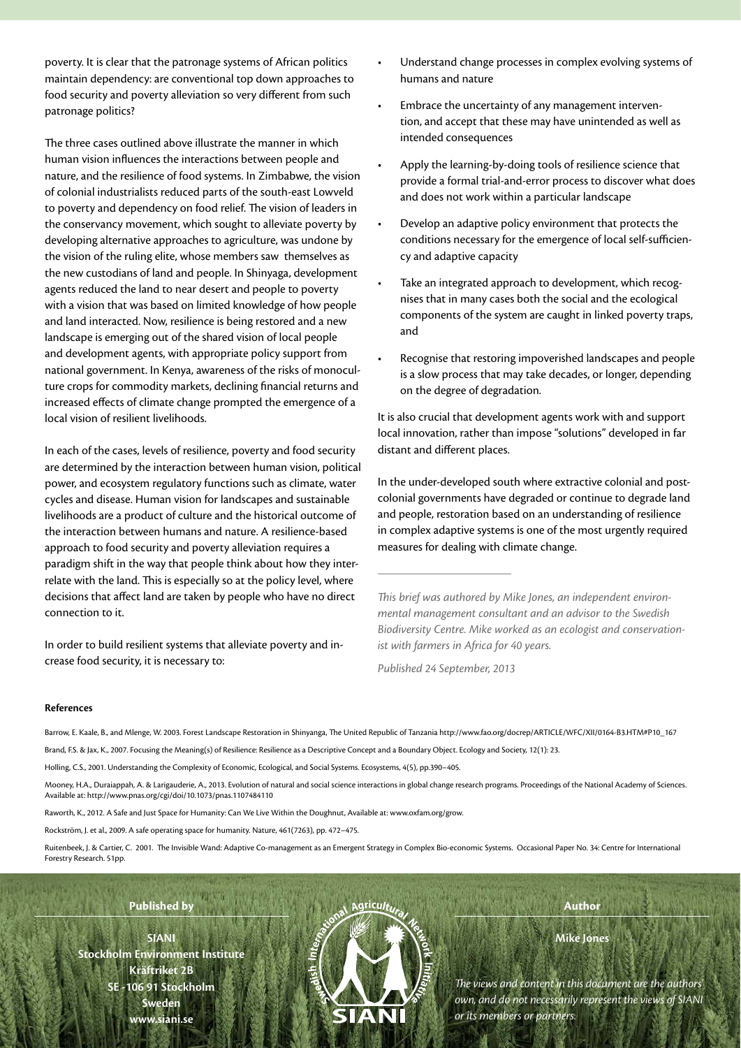poverty. It is clear that the patronage systems of African politics maintain dependency: are conventional top down approaches to food security and poverty alleviation so very different from such patronage politics?

The three cases outlined above illustrate the manner in which human vision influences the interactions between people and nature, and the resilience of food systems. In Zimbabwe, the vision of colonial industrialists reduced parts of the south-east Lowveld to poverty and dependency on food relief. The vision of leaders in the conservancy movement, which sought to alleviate poverty by developing alternative approaches to agriculture, was undone by the vision of the ruling elite, whose members saw themselves as the new custodians of land and people. In Shinyaga, development agents reduced the land to near desert and people to poverty with a vision that was based on limited knowledge of how people and land interacted. Now, resilience is being restored and a new landscape is emerging out of the shared vision of local people and development agents, with appropriate policy support from national government. In Kenya, awareness of the risks of monoculture crops for commodity markets, declining financial returns and increased effects of climate change prompted the emergence of a local vision of resilient livelihoods.

In each of the cases, levels of resilience, poverty and food security are determined by the interaction between human vision, political power, and ecosystem regulatory functions such as climate, water cycles and disease. Human vision for landscapes and sustainable livelihoods are a product of culture and the historical outcome of the interaction between humans and nature. A resilience-based approach to food security and poverty alleviation requires a paradigm shift in the way that people think about how they interrelate with the land. This is especially so at the policy level, where decisions that affect land are taken by people who have no direct connection to it.

In order to build resilient systems that alleviate poverty and increase food security, it is necessary to:

- Understand change processes in complex evolving systems of humans and nature
- Embrace the uncertainty of any management intervention, and accept that these may have unintended as well as intended consequences
- Apply the learning-by-doing tools of resilience science that provide a formal trial-and-error process to discover what does and does not work within a particular landscape
- Develop an adaptive policy environment that protects the conditions necessary for the emergence of local self-sufficiency and adaptive capacity
- Take an integrated approach to development, which recognises that in many cases both the social and the ecological components of the system are caught in linked poverty traps, and
- Recognise that restoring impoverished landscapes and people is a slow process that may take decades, or longer, depending on the degree of degradation.

It is also crucial that development agents work with and support local innovation, rather than impose "solutions" developed in far distant and different places.

In the under-developed south where extractive colonial and post-colonial governments have degraded or continue to degrade land and people, restoration based on an understanding of resilience in complex adaptive systems is one of the most urgently required measures for dealing with climate change.

*This brief was authored by Mike Jones, an independent environmental management consultant and an advisor to the Swedish Biodiversity Centre. Mike worked as an ecologist and conservationist with farmers in Africa for 40 years.*

*Published 24 September, 2013*

#### References

Barrow, E. Kaale, B., and Mlenge, W. 2003. Forest Landscape Restoration in Shinyanga, The United Republic of Tanzania http://www.fao.org/docrep/ARTICLE/WFC/XII/0164-B3.HTM#P10_167

Brand, F.S. & Jax, K., 2007. Focusing the Meaning(s) of Resilience: Resilience as a Descriptive Concept and a Boundary Object. Ecology and Society, 12(1): 23.

Holling, C.S., 2001. Understanding the Complexity of Economic, Ecological, and Social Systems. Ecosystems, 4(5), pp.390–405.

Mooney, H.A., Duraiappah, A. & Larigauderie, A., 2013. Evolution of natural and social science interactions in global change research programs. Proceedings of the National Academy of Sciences. Available at: http://www.pnas.org/cgi/doi/10.1073/pnas.1107484110

Raworth, K., 2012. A Safe and Just Space for Humanity: Can We Live Within the Doughnut, Available at: www.oxfam.org/grow.

Rockström, J. et al., 2009. A safe operating space for humanity. Nature, 461(7263), pp. 472–475.

Ruitenbeek, J. & Cartier, C. 2001. The Invisible Wand: Adaptive Co-management as an Emergent Strategy in Complex Bio-economic Systems. Occasional Paper No. 34: Centre for International Forestry Research. 51pp.

**Published by**

**SIANI**
**Stockholm Environment Institute**
**Kräftriket 2B**
**SE -106 91 Stockholm**
**Sweden**
**www.siani.se**

Swedish International Agricultural Network Initiative
SIANI

**Author**

**Mike Jones**

*The views and content in this document are the authors' own, and do not necessarily represent the views of SIANI or its members or partners.*